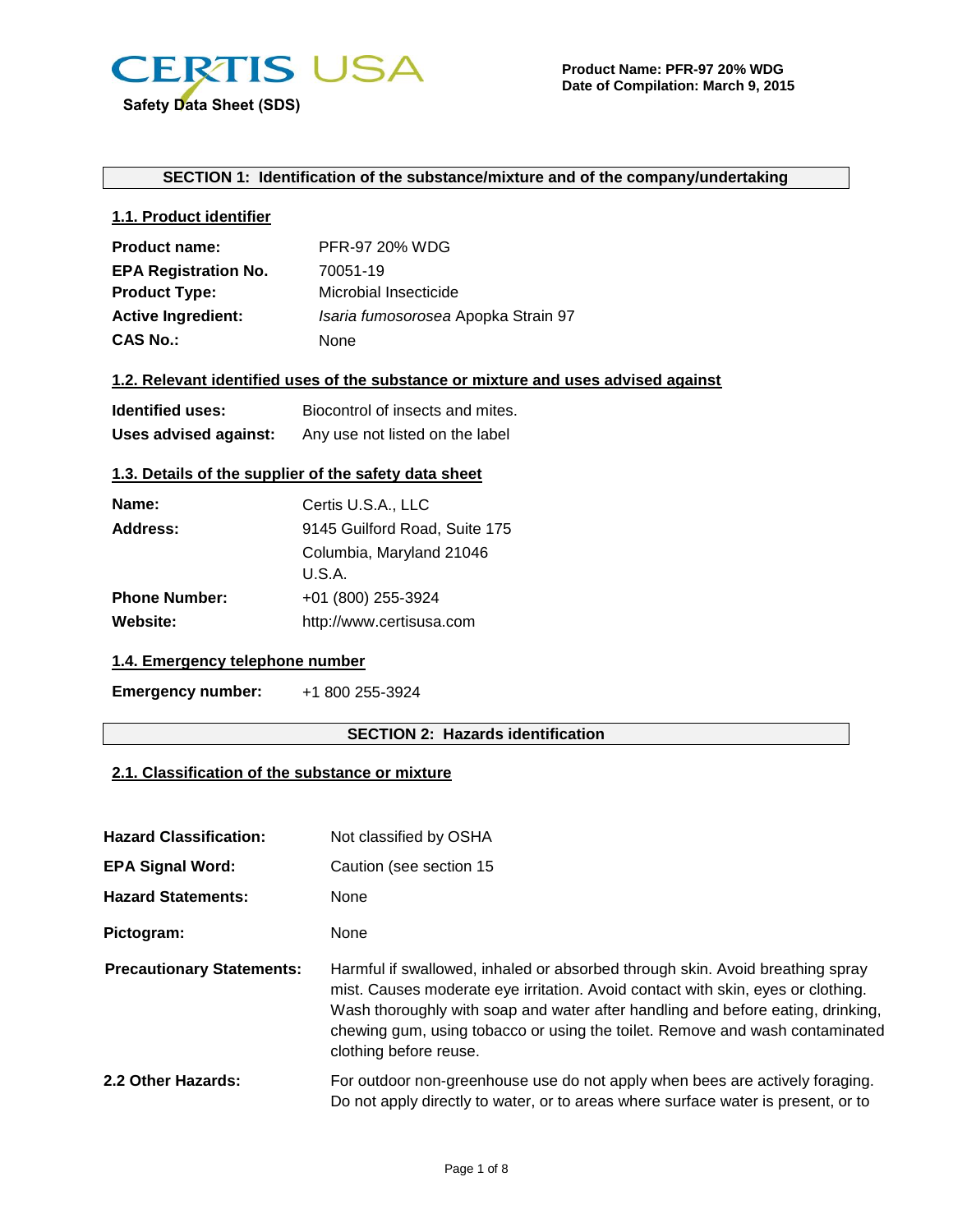CERTIS USA

Safety Data Sheet (SDS)

**Product Name: PFR-97 20% WDG**
**Date of Compilation: March 9, 2015**

## SECTION 1: Identification of the substance/mixture and of the company/undertaking

### 1.1. Product identifier

**Product name:** PFR-97 20% WDG
**EPA Registration No.** 70051-19
**Product Type:** Microbial Insecticide
**Active Ingredient:** *Isaria fumosorosea* Apopka Strain 97
**CAS No.:** None

### 1.2. Relevant identified uses of the substance or mixture and uses advised against

**Identified uses:** Biocontrol of insects and mites.
**Uses advised against:** Any use not listed on the label

### 1.3. Details of the supplier of the safety data sheet

**Name:** Certis U.S.A., LLC
**Address:** 9145 Guilford Road, Suite 175
Columbia, Maryland 21046
U.S.A.
**Phone Number:** +01 (800) 255-3924
**Website:** http://www.certisusa.com

### 1.4. Emergency telephone number

**Emergency number:** +1 800 255-3924

## SECTION 2: Hazards identification

### 2.1. Classification of the substance or mixture

**Hazard Classification:** Not classified by OSHA

**EPA Signal Word:** Caution (see section 15

**Hazard Statements:** None

**Pictogram:** None

**Precautionary Statements:** Harmful if swallowed, inhaled or absorbed through skin. Avoid breathing spray mist. Causes moderate eye irritation. Avoid contact with skin, eyes or clothing. Wash thoroughly with soap and water after handling and before eating, drinking, chewing gum, using tobacco or using the toilet. Remove and wash contaminated clothing before reuse.

**2.2 Other Hazards:** For outdoor non-greenhouse use do not apply when bees are actively foraging. Do not apply directly to water, or to areas where surface water is present, or to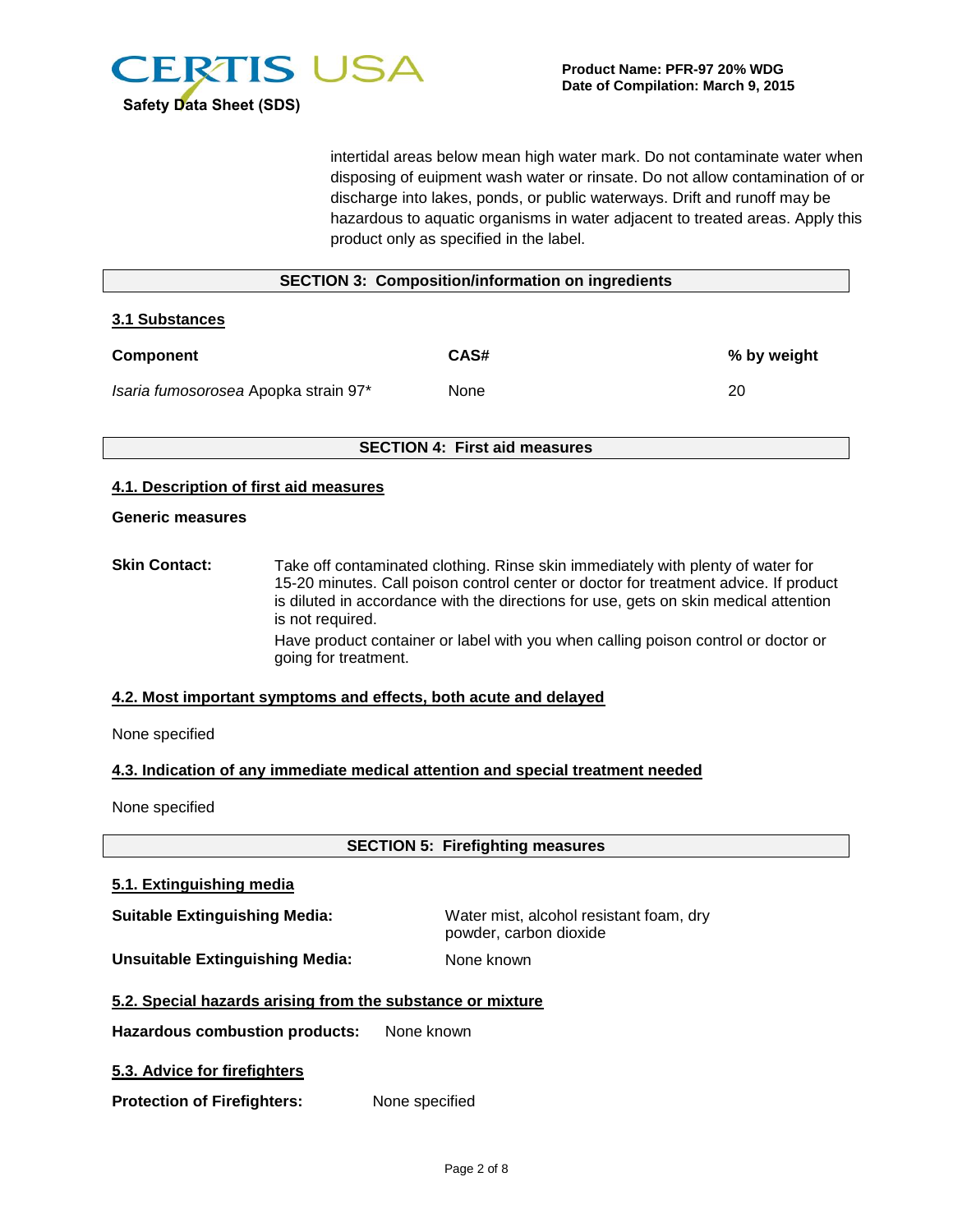intertidal areas below mean high water mark. Do not contaminate water when disposing of euipment wash water or rinsate. Do not allow contamination of or discharge into lakes, ponds, or public waterways. Drift and runoff may be hazardous to aquatic organisms in water adjacent to treated areas. Apply this product only as specified in the label.

## SECTION 3: Composition/information on ingredients

### 3.1 Substances

| Component | CAS# | % by weight |
| --- | --- | --- |
| *Isaria fumosorosea* Apopka strain 97* | None | 20 |

## SECTION 4: First aid measures

### 4.1. Description of first aid measures

**Generic measures**

**Skin Contact:** Take off contaminated clothing. Rinse skin immediately with plenty of water for 15-20 minutes. Call poison control center or doctor for treatment advice. If product is diluted in accordance with the directions for use, gets on skin medical attention is not required.

Have product container or label with you when calling poison control or doctor or going for treatment.

### 4.2. Most important symptoms and effects, both acute and delayed

None specified

### 4.3. Indication of any immediate medical attention and special treatment needed

None specified

## SECTION 5: Firefighting measures

### 5.1. Extinguishing media

**Suitable Extinguishing Media:** Water mist, alcohol resistant foam, dry powder, carbon dioxide

**Unsuitable Extinguishing Media:** None known

### 5.2. Special hazards arising from the substance or mixture

**Hazardous combustion products:** None known

### 5.3. Advice for firefighters

**Protection of Firefighters:** None specified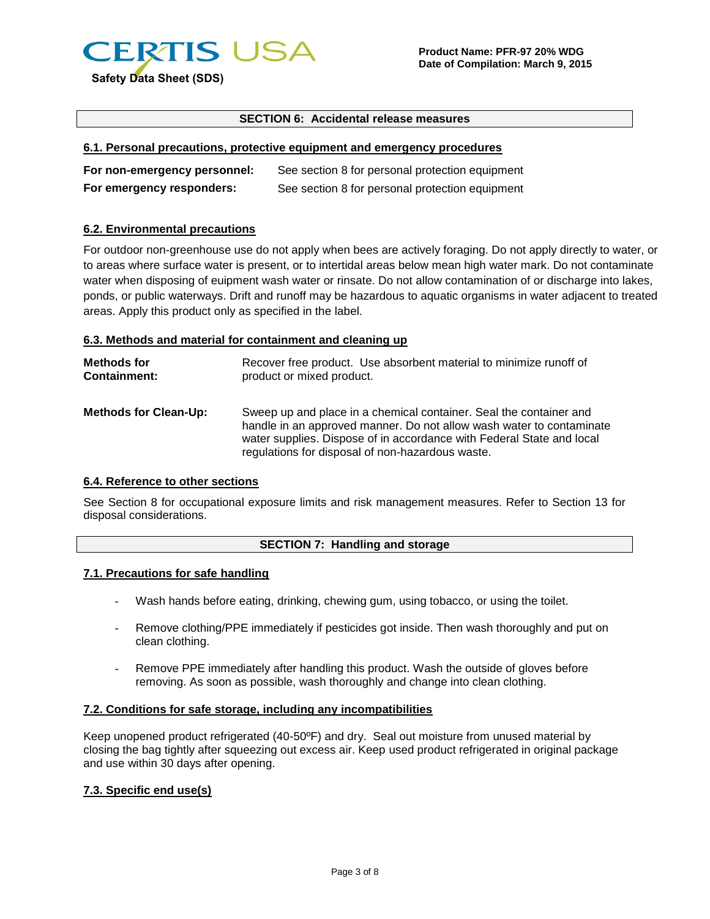## SECTION 6: Accidental release measures

### 6.1. Personal precautions, protective equipment and emergency procedures

| | |
|---|---|
| **For non-emergency personnel:** | See section 8 for personal protection equipment |
| **For emergency responders:** | See section 8 for personal protection equipment |

### 6.2. Environmental precautions

For outdoor non-greenhouse use do not apply when bees are actively foraging. Do not apply directly to water, or to areas where surface water is present, or to intertidal areas below mean high water mark. Do not contaminate water when disposing of euipment wash water or rinsate. Do not allow contamination of or discharge into lakes, ponds, or public waterways. Drift and runoff may be hazardous to aquatic organisms in water adjacent to treated areas. Apply this product only as specified in the label.

### 6.3. Methods and material for containment and cleaning up

| | |
|---|---|
| **Methods for Containment:** | Recover free product. Use absorbent material to minimize runoff of product or mixed product. |
| **Methods for Clean-Up:** | Sweep up and place in a chemical container. Seal the container and handle in an approved manner. Do not allow wash water to contaminate water supplies. Dispose of in accordance with Federal State and local regulations for disposal of non-hazardous waste. |

### 6.4. Reference to other sections

See Section 8 for occupational exposure limits and risk management measures. Refer to Section 13 for disposal considerations.

## SECTION 7: Handling and storage

### 7.1. Precautions for safe handling

- Wash hands before eating, drinking, chewing gum, using tobacco, or using the toilet.
- Remove clothing/PPE immediately if pesticides got inside. Then wash thoroughly and put on clean clothing.
- Remove PPE immediately after handling this product. Wash the outside of gloves before removing. As soon as possible, wash thoroughly and change into clean clothing.

### 7.2. Conditions for safe storage, including any incompatibilities

Keep unopened product refrigerated (40-50ºF) and dry. Seal out moisture from unused material by closing the bag tightly after squeezing out excess air. Keep used product refrigerated in original package and use within 30 days after opening.

### 7.3. Specific end use(s)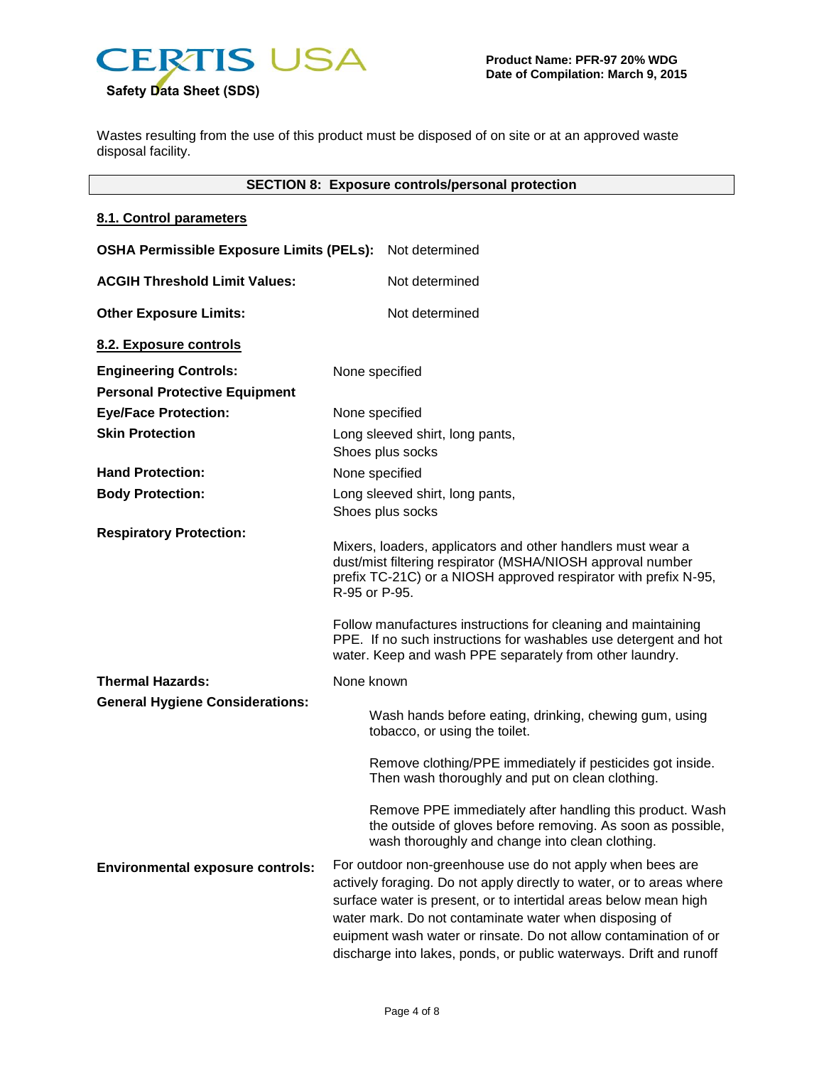Wastes resulting from the use of this product must be disposed of on site or at an approved waste disposal facility.

## SECTION 8: Exposure controls/personal protection

### 8.1. Control parameters

**OSHA Permissible Exposure Limits (PELs):** Not determined

**ACGIH Threshold Limit Values:** Not determined

**Other Exposure Limits:** Not determined

### 8.2. Exposure controls

**Engineering Controls:** None specified

**Personal Protective Equipment**

**Eye/Face Protection:** None specified

**Skin Protection:** Long sleeved shirt, long pants, Shoes plus socks

**Hand Protection:** None specified

**Body Protection:** Long sleeved shirt, long pants, Shoes plus socks

**Respiratory Protection:**

Mixers, loaders, applicators and other handlers must wear a dust/mist filtering respirator (MSHA/NIOSH approval number prefix TC-21C) or a NIOSH approved respirator with prefix N-95, R-95 or P-95.

Follow manufactures instructions for cleaning and maintaining PPE. If no such instructions for washables use detergent and hot water. Keep and wash PPE separately from other laundry.

**Thermal Hazards:** None known

**General Hygiene Considerations:**

Wash hands before eating, drinking, chewing gum, using tobacco, or using the toilet.

Remove clothing/PPE immediately if pesticides got inside. Then wash thoroughly and put on clean clothing.

Remove PPE immediately after handling this product. Wash the outside of gloves before removing. As soon as possible, wash thoroughly and change into clean clothing.

**Environmental exposure controls:** For outdoor non-greenhouse use do not apply when bees are actively foraging. Do not apply directly to water, or to areas where surface water is present, or to intertidal areas below mean high water mark. Do not contaminate water when disposing of euipment wash water or rinsate. Do not allow contamination of or discharge into lakes, ponds, or public waterways. Drift and runoff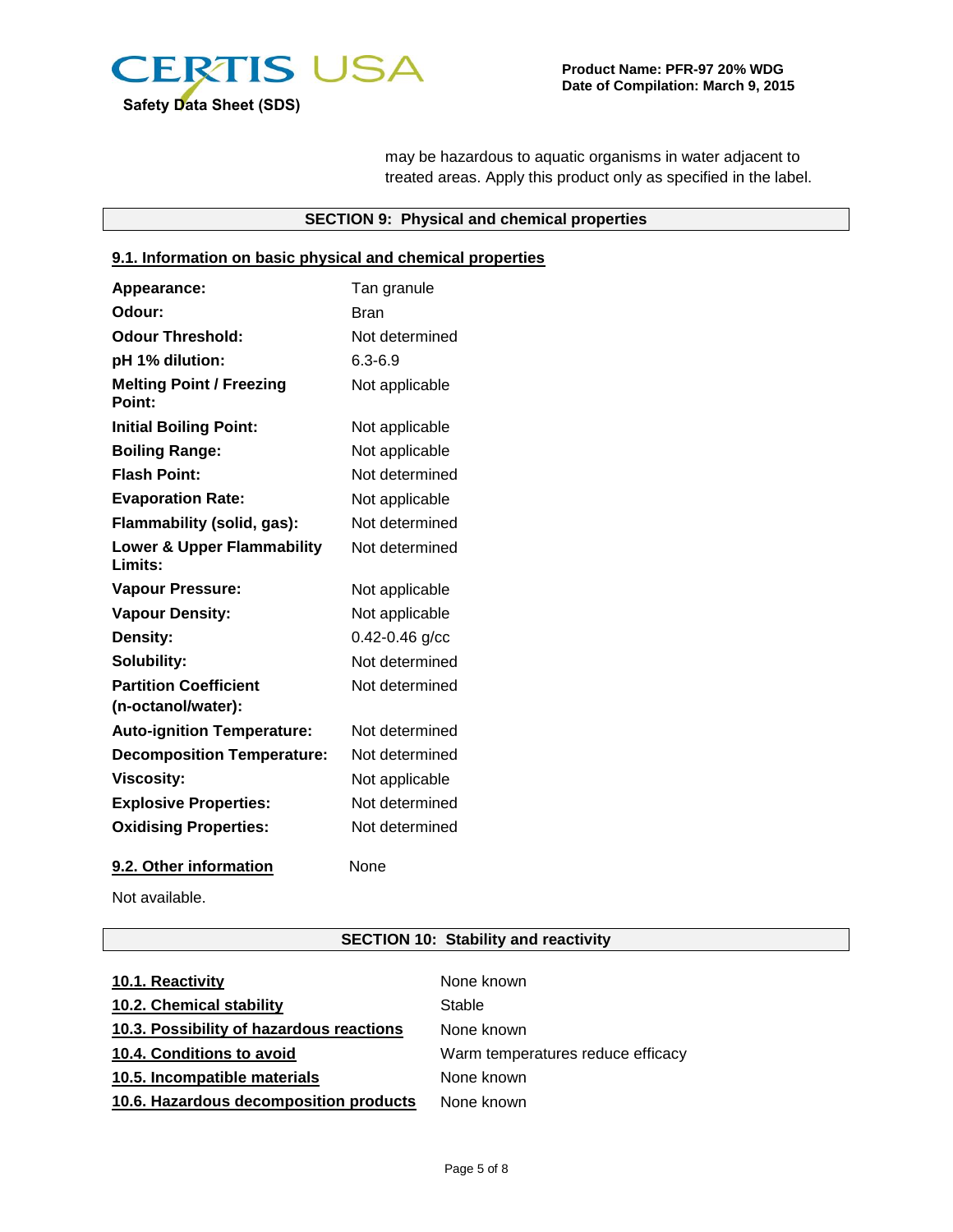may be hazardous to aquatic organisms in water adjacent to treated areas. Apply this product only as specified in the label.

## SECTION 9: Physical and chemical properties

### 9.1. Information on basic physical and chemical properties

| | |
|---|---|
| **Appearance:** | Tan granule |
| **Odour:** | Bran |
| **Odour Threshold:** | Not determined |
| **pH 1% dilution:** | 6.3-6.9 |
| **Melting Point / Freezing Point:** | Not applicable |
| **Initial Boiling Point:** | Not applicable |
| **Boiling Range:** | Not applicable |
| **Flash Point:** | Not determined |
| **Evaporation Rate:** | Not applicable |
| **Flammability (solid, gas):** | Not determined |
| **Lower & Upper Flammability Limits:** | Not determined |
| **Vapour Pressure:** | Not applicable |
| **Vapour Density:** | Not applicable |
| **Density:** | 0.42-0.46 g/cc |
| **Solubility:** | Not determined |
| **Partition Coefficient (n-octanol/water):** | Not determined |
| **Auto-ignition Temperature:** | Not determined |
| **Decomposition Temperature:** | Not determined |
| **Viscosity:** | Not applicable |
| **Explosive Properties:** | Not determined |
| **Oxidising Properties:** | Not determined |

### 9.2. Other information

None

Not available.

## SECTION 10: Stability and reactivity

| | |
|---|---|
| **10.1. Reactivity** | None known |
| **10.2. Chemical stability** | Stable |
| **10.3. Possibility of hazardous reactions** | None known |
| **10.4. Conditions to avoid** | Warm temperatures reduce efficacy |
| **10.5. Incompatible materials** | None known |
| **10.6. Hazardous decomposition products** | None known |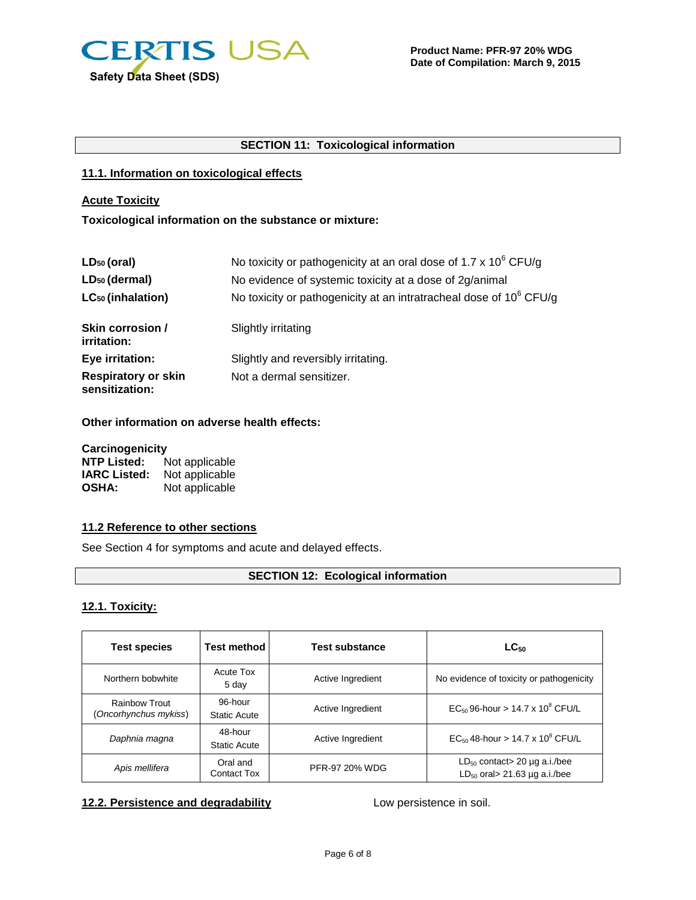## SECTION 11: Toxicological information

### 11.1. Information on toxicological effects

**Acute Toxicity**

**Toxicological information on the substance or mixture:**

**$LD_{50}$ (oral)** No toxicity or pathogenicity at an oral dose of $1.7 \times 10^6$ CFU/g

**$LD_{50}$ (dermal)** No evidence of systemic toxicity at a dose of 2g/animal

**$LC_{50}$ (inhalation)** No toxicity or pathogenicity at an intratracheal dose of $10^6$ CFU/g

**Skin corrosion / irritation:** Slightly irritating

**Eye irritation:** Slightly and reversibly irritating.

**Respiratory or skin sensitization:** Not a dermal sensitizer.

**Other information on adverse health effects:**

**Carcinogenicity**
**NTP Listed:** Not applicable
**IARC Listed:** Not applicable
**OSHA:** Not applicable

### 11.2 Reference to other sections

See Section 4 for symptoms and acute and delayed effects.

## SECTION 12: Ecological information

### 12.1. Toxicity:

| Test species | Test method | Test substance | $LC_{50}$ |
|---|---|---|---|
| Northern bobwhite | Acute Tox 5 day | Active Ingredient | No evidence of toxicity or pathogenicity |
| Rainbow Trout (*Oncorhynchus mykiss*) | 96-hour Static Acute | Active Ingredient | $EC_{50}$ 96-hour > $14.7 \times 10^8$ CFU/L |
| *Daphnia magna* | 48-hour Static Acute | Active Ingredient | $EC_{50}$ 48-hour > $14.7 \times 10^8$ CFU/L |
| *Apis mellifera* | Oral and Contact Tox | PFR-97 20% WDG | $LD_{50}$ contact> 20 µg a.i./bee<br>$LD_{50}$ oral> 21.63 µg a.i./bee |

### 12.2. Persistence and degradability

Low persistence in soil.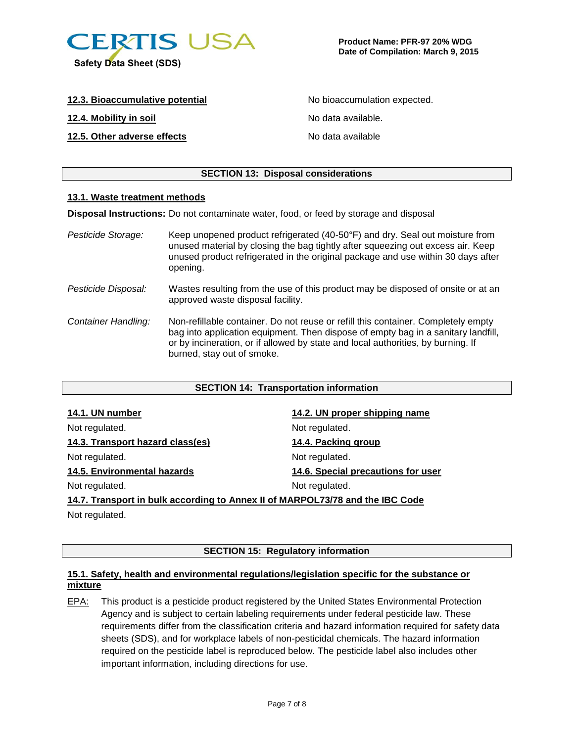**12.3. Bioaccumulative potential** No bioaccumulation expected.

**12.4. Mobility in soil** No data available.

**12.5. Other adverse effects** No data available

## SECTION 13: Disposal considerations

**13.1. Waste treatment methods**

**Disposal Instructions:** Do not contaminate water, food, or feed by storage and disposal

*Pesticide Storage:* Keep unopened product refrigerated (40-50°F) and dry. Seal out moisture from unused material by closing the bag tightly after squeezing out excess air. Keep unused product refrigerated in the original package and use within 30 days after opening.

*Pesticide Disposal:* Wastes resulting from the use of this product may be disposed of onsite or at an approved waste disposal facility.

*Container Handling:* Non-refillable container. Do not reuse or refill this container. Completely empty bag into application equipment. Then dispose of empty bag in a sanitary landfill, or by incineration, or if allowed by state and local authorities, by burning. If burned, stay out of smoke.

## SECTION 14: Transportation information

**14.1. UN number**

Not regulated.

**14.2. UN proper shipping name**

Not regulated.

**14.3. Transport hazard class(es)**

Not regulated.

**14.4. Packing group**

Not regulated.

**14.5. Environmental hazards**

Not regulated.

**14.6. Special precautions for user**

Not regulated.

**14.7. Transport in bulk according to Annex II of MARPOL73/78 and the IBC Code**

Not regulated.

## SECTION 15: Regulatory information

**15.1. Safety, health and environmental regulations/legislation specific for the substance or mixture**

EPA: This product is a pesticide product registered by the United States Environmental Protection Agency and is subject to certain labeling requirements under federal pesticide law. These requirements differ from the classification criteria and hazard information required for safety data sheets (SDS), and for workplace labels of non-pesticidal chemicals. The hazard information required on the pesticide label is reproduced below. The pesticide label also includes other important information, including directions for use.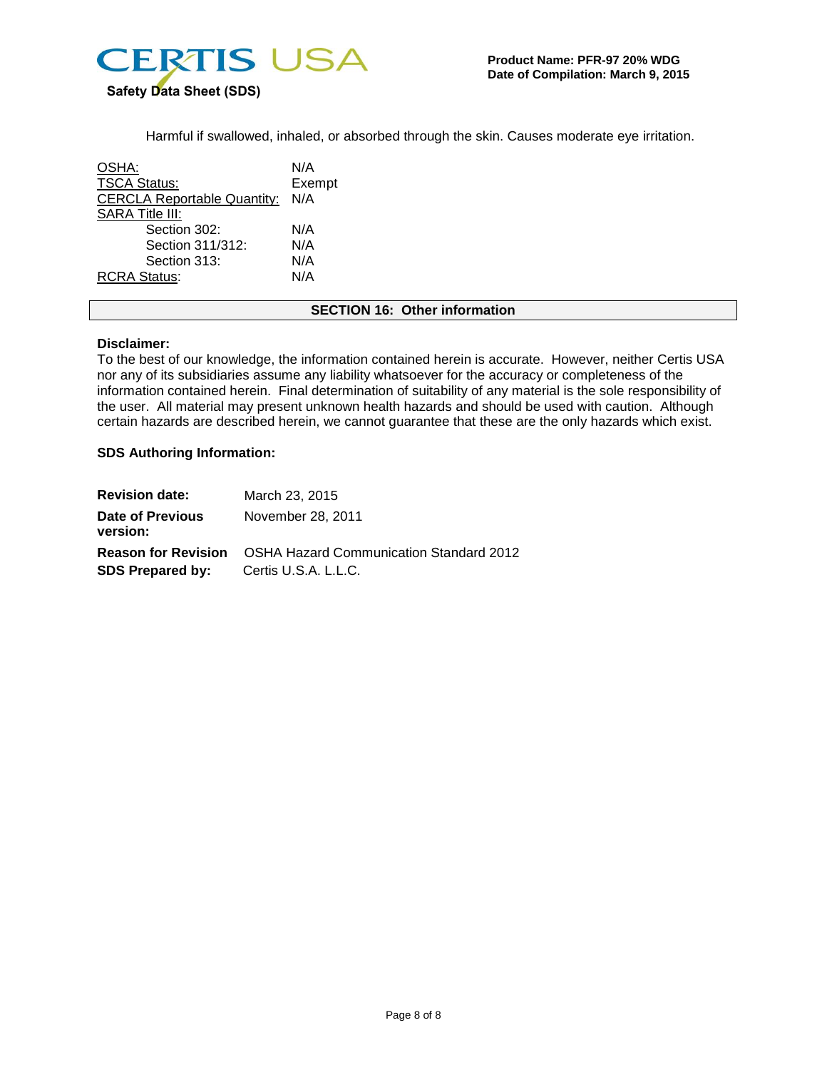Harmful if swallowed, inhaled, or absorbed through the skin. Causes moderate eye irritation.

| | |
|---|---|
| OSHA: | N/A |
| TSCA Status: | Exempt |
| CERCLA Reportable Quantity: | N/A |
| SARA Title III: | |
| Section 302: | N/A |
| Section 311/312: | N/A |
| Section 313: | N/A |
| RCRA Status: | N/A |

## SECTION 16: Other information

**Disclaimer:**
To the best of our knowledge, the information contained herein is accurate. However, neither Certis USA nor any of its subsidiaries assume any liability whatsoever for the accuracy or completeness of the information contained herein. Final determination of suitability of any material is the sole responsibility of the user. All material may present unknown health hazards and should be used with caution. Although certain hazards are described herein, we cannot guarantee that these are the only hazards which exist.

**SDS Authoring Information:**

| | |
|---|---|
| **Revision date:** | March 23, 2015 |
| **Date of Previous version:** | November 28, 2011 |
| **Reason for Revision** | OSHA Hazard Communication Standard 2012 |
| **SDS Prepared by:** | Certis U.S.A. L.L.C. |